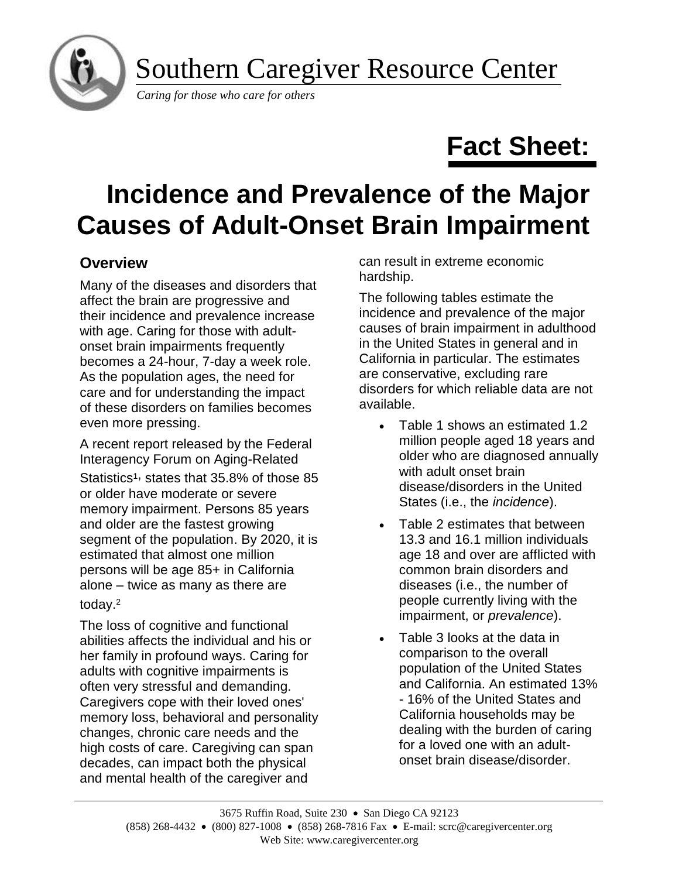# Southern Caregiver Resource Center

*Caring for those who care for others*

# Fact Sheet:

# Incidence and Prevalence of the Major Causes of Adult-Onset Brain Impairment

## Overview

Many of the diseases and disorders that affect the brain are progressive and their incidence and prevalence increase with age. Caring for those with adult-onset brain impairments frequently becomes a 24-hour, 7-day a week role. As the population ages, the need for care and for understanding the impact of these disorders on families becomes even more pressing.

A recent report released by the Federal Interagency Forum on Aging-Related Statistics[1], states that 35.8% of those 85 or older have moderate or severe memory impairment. Persons 85 years and older are the fastest growing segment of the population. By 2020, it is estimated that almost one million persons will be age 85+ in California alone – twice as many as there are today.[2]

The loss of cognitive and functional abilities affects the individual and his or her family in profound ways. Caring for adults with cognitive impairments is often very stressful and demanding. Caregivers cope with their loved ones' memory loss, behavioral and personality changes, chronic care needs and the high costs of care. Caregiving can span decades, can impact both the physical and mental health of the caregiver and can result in extreme economic hardship.

The following tables estimate the incidence and prevalence of the major causes of brain impairment in adulthood in the United States in general and in California in particular. The estimates are conservative, excluding rare disorders for which reliable data are not available.

- Table 1 shows an estimated 1.2 million people aged 18 years and older who are diagnosed annually with adult onset brain disease/disorders in the United States (i.e., the *incidence*).
- Table 2 estimates that between 13.3 and 16.1 million individuals age 18 and over are afflicted with common brain disorders and diseases (i.e., the number of people currently living with the impairment, or *prevalence*).
- Table 3 looks at the data in comparison to the overall population of the United States and California. An estimated 13% - 16% of the United States and California households may be dealing with the burden of caring for a loved one with an adult-onset brain disease/disorder.

3675 Ruffin Road, Suite 230 • San Diego CA 92123
(858) 268-4432 • (800) 827-1008 • (858) 268-7816 Fax • E-mail: scrc@caregivercenter.org
Web Site: www.caregivercenter.org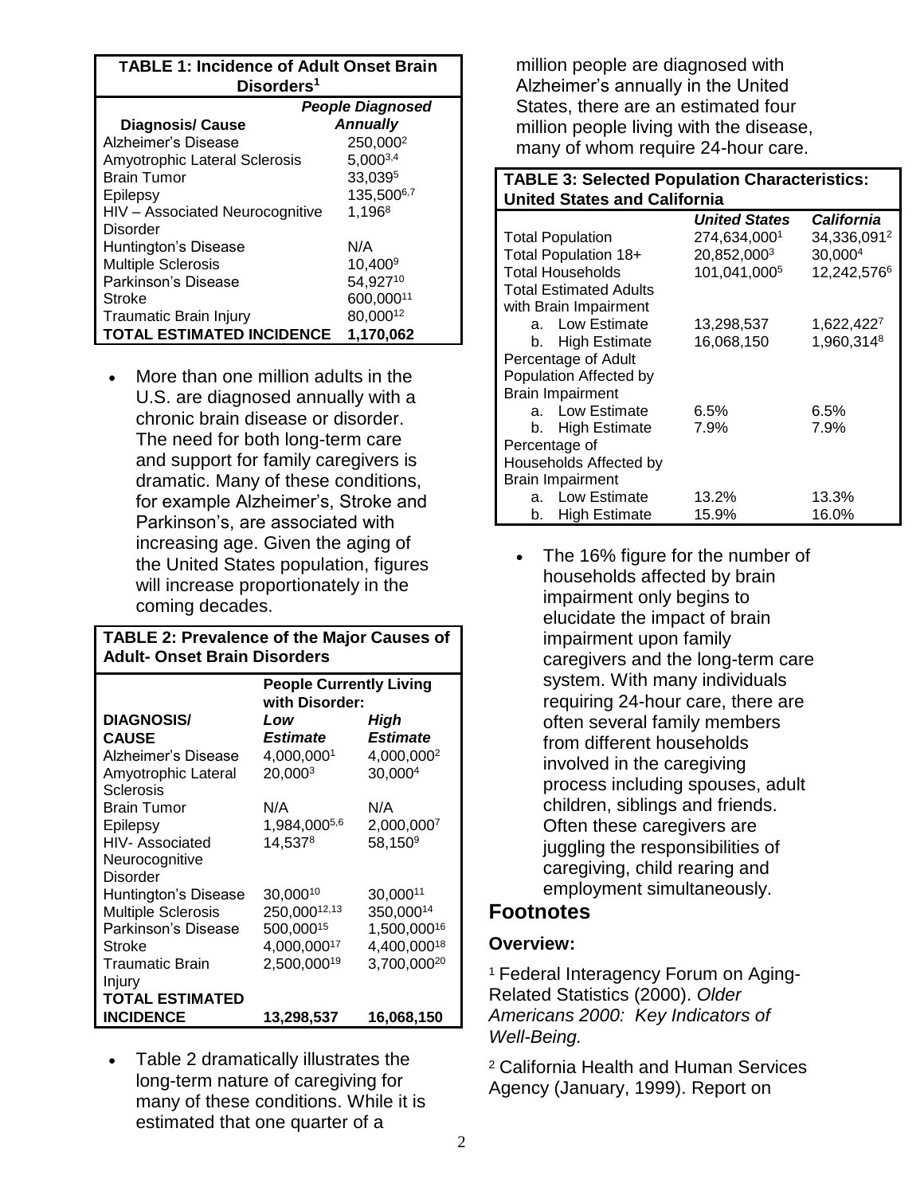**TABLE 1: Incidence of Adult Onset Brain Disorders[1]**

| Diagnosis/ Cause | *People Diagnosed Annually* |
|---|---|
| Alzheimer's Disease | 250,000[2] |
| Amyotrophic Lateral Sclerosis | 5,000[3,4] |
| Brain Tumor | 33,039[5] |
| Epilepsy | 135,500[6,7] |
| HIV – Associated Neurocognitive Disorder | 1,196[8] |
| Huntington's Disease | N/A |
| Multiple Sclerosis | 10,400[9] |
| Parkinson's Disease | 54,927[10] |
| Stroke | 600,000[11] |
| Traumatic Brain Injury | 80,000[12] |
| **TOTAL ESTIMATED INCIDENCE** | **1,170,062** |

- More than one million adults in the U.S. are diagnosed annually with a chronic brain disease or disorder. The need for both long-term care and support for family caregivers is dramatic. Many of these conditions, for example Alzheimer's, Stroke and Parkinson's, are associated with increasing age. Given the aging of the United States population, figures will increase proportionately in the coming decades.

**TABLE 2: Prevalence of the Major Causes of Adult- Onset Brain Disorders**

| | **People Currently Living with Disorder:** | |
|---|---|---|
| **DIAGNOSIS/ CAUSE** | ***Low Estimate*** | ***High Estimate*** |
| Alzheimer's Disease | 4,000,000[1] | 4,000,000[2] |
| Amyotrophic Lateral Sclerosis | 20,000[3] | 30,000[4] |
| Brain Tumor | N/A | N/A |
| Epilepsy | 1,984,000[5,6] | 2,000,000[7] |
| HIV- Associated Neurocognitive Disorder | 14,537[8] | 58,150[9] |
| Huntington's Disease | 30,000[10] | 30,000[11] |
| Multiple Sclerosis | 250,000[12,13] | 350,000[14] |
| Parkinson's Disease | 500,000[15] | 1,500,000[16] |
| Stroke | 4,000,000[17] | 4,400,000[18] |
| Traumatic Brain Injury | 2,500,000[19] | 3,700,000[20] |
| **TOTAL ESTIMATED INCIDENCE** | **13,298,537** | **16,068,150** |

- Table 2 dramatically illustrates the long-term nature of caregiving for many of these conditions. While it is estimated that one quarter of a million people are diagnosed with Alzheimer's annually in the United States, there are an estimated four million people living with the disease, many of whom require 24-hour care.

**TABLE 3: Selected Population Characteristics: United States and California**

| | *United States* | *California* |
|---|---|---|
| Total Population | 274,634,000[1] | 34,336,091[2] |
| Total Population 18+ | 20,852,000[3] | 30,000[4] |
| Total Households | 101,041,000[5] | 12,242,576[6] |
| Total Estimated Adults with Brain Impairment | | |
| a. Low Estimate | 13,298,537 | 1,622,422[7] |
| b. High Estimate | 16,068,150 | 1,960,314[8] |
| Percentage of Adult Population Affected by Brain Impairment | | |
| a. Low Estimate | 6.5% | 6.5% |
| b. High Estimate | 7.9% | 7.9% |
| Percentage of Households Affected by Brain Impairment | | |
| a. Low Estimate | 13.2% | 13.3% |
| b. High Estimate | 15.9% | 16.0% |

- The 16% figure for the number of households affected by brain impairment only begins to elucidate the impact of brain impairment upon family caregivers and the long-term care system. With many individuals requiring 24-hour care, there are often several family members from different households involved in the caregiving process including spouses, adult children, siblings and friends. Often these caregivers are juggling the responsibilities of caregiving, child rearing and employment simultaneously.

## Footnotes

### Overview:

[1] Federal Interagency Forum on Aging-Related Statistics (2000). *Older Americans 2000: Key Indicators of Well-Being.*

[2] California Health and Human Services Agency (January, 1999). Report on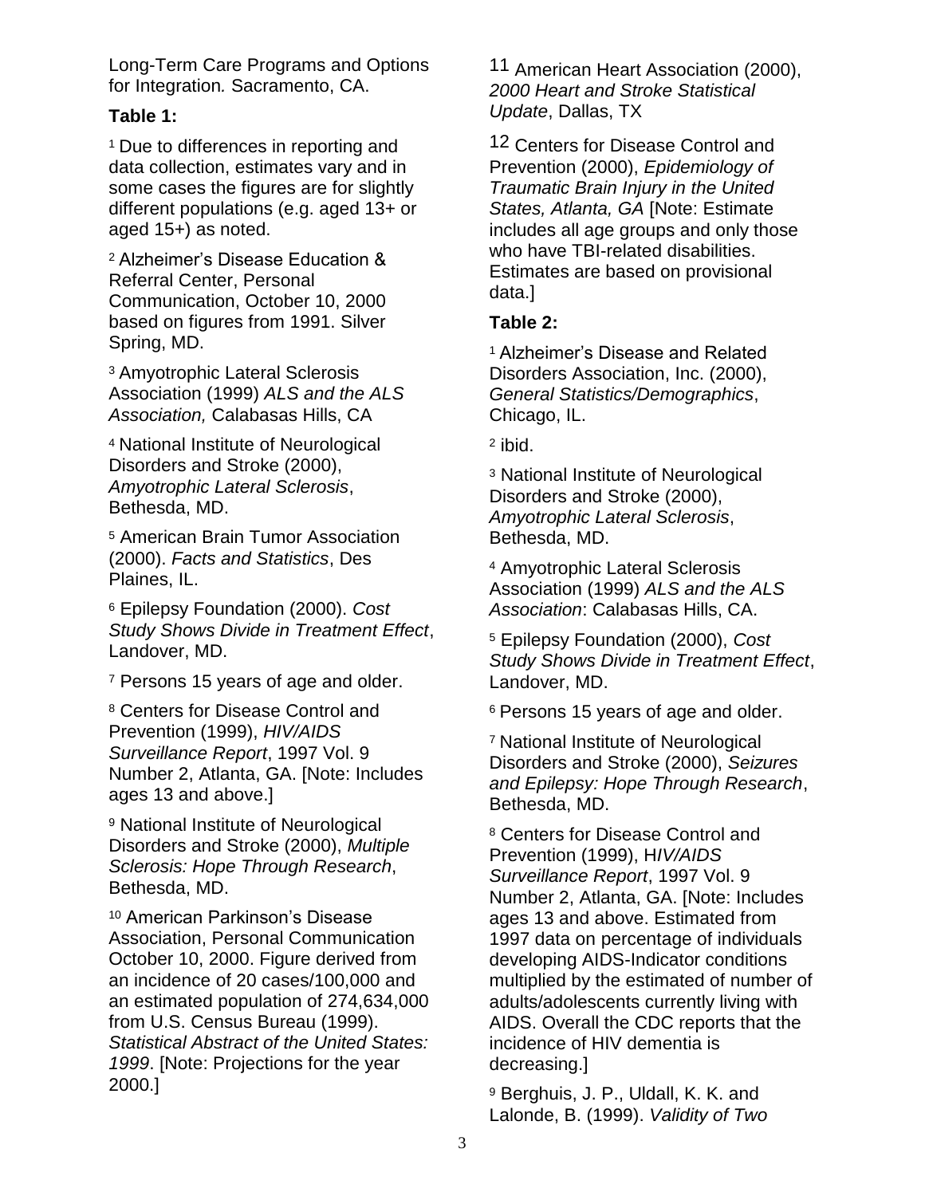Long-Term Care Programs and Options for Integration*.* Sacramento, CA.

**Table 1:**

[1] Due to differences in reporting and data collection, estimates vary and in some cases the figures are for slightly different populations (e.g. aged 13+ or aged 15+) as noted.

[2] Alzheimer's Disease Education & Referral Center, Personal Communication, October 10, 2000 based on figures from 1991. Silver Spring, MD.

[3] Amyotrophic Lateral Sclerosis Association (1999) *ALS and the ALS Association,* Calabasas Hills, CA

[4] National Institute of Neurological Disorders and Stroke (2000), *Amyotrophic Lateral Sclerosis*, Bethesda, MD.

[5] American Brain Tumor Association (2000). *Facts and Statistics*, Des Plaines, IL.

[6] Epilepsy Foundation (2000). *Cost Study Shows Divide in Treatment Effect*, Landover, MD.

[7] Persons 15 years of age and older.

[8] Centers for Disease Control and Prevention (1999), *HIV/AIDS Surveillance Report*, 1997 Vol. 9 Number 2, Atlanta, GA. [Note: Includes ages 13 and above.]

[9] National Institute of Neurological Disorders and Stroke (2000), *Multiple Sclerosis: Hope Through Research*, Bethesda, MD.

[10] American Parkinson's Disease Association, Personal Communication October 10, 2000. Figure derived from an incidence of 20 cases/100,000 and an estimated population of 274,634,000 from U.S. Census Bureau (1999). *Statistical Abstract of the United States: 1999*. [Note: Projections for the year 2000.]

11 American Heart Association (2000), *2000 Heart and Stroke Statistical Update*, Dallas, TX

12 Centers for Disease Control and Prevention (2000), *Epidemiology of Traumatic Brain Injury in the United States, Atlanta, GA* [Note: Estimate includes all age groups and only those who have TBI-related disabilities. Estimates are based on provisional data.]

**Table 2:**

[1] Alzheimer's Disease and Related Disorders Association, Inc. (2000), *General Statistics/Demographics*, Chicago, IL.

[2] ibid.

[3] National Institute of Neurological Disorders and Stroke (2000), *Amyotrophic Lateral Sclerosis*, Bethesda, MD.

[4] Amyotrophic Lateral Sclerosis Association (1999) *ALS and the ALS Association*: Calabasas Hills, CA.

[5] Epilepsy Foundation (2000), *Cost Study Shows Divide in Treatment Effect*, Landover, MD.

[6] Persons 15 years of age and older.

[7] National Institute of Neurological Disorders and Stroke (2000), *Seizures and Epilepsy: Hope Through Research*, Bethesda, MD.

[8] Centers for Disease Control and Prevention (1999), H*IV/AIDS Surveillance Report*, 1997 Vol. 9 Number 2, Atlanta, GA. [Note: Includes ages 13 and above. Estimated from 1997 data on percentage of individuals developing AIDS-Indicator conditions multiplied by the estimated of number of adults/adolescents currently living with AIDS. Overall the CDC reports that the incidence of HIV dementia is decreasing.]

[9] Berghuis, J. P., Uldall, K. K. and Lalonde, B. (1999). *Validity of Two*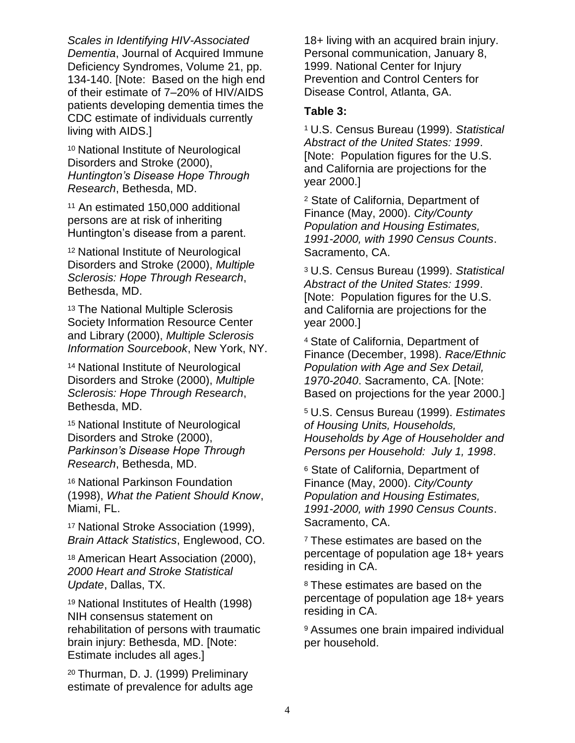*Scales in Identifying HIV-Associated Dementia*, Journal of Acquired Immune Deficiency Syndromes, Volume 21, pp. 134-140. [Note: Based on the high end of their estimate of 7–20% of HIV/AIDS patients developing dementia times the CDC estimate of individuals currently living with AIDS.]

[10] National Institute of Neurological Disorders and Stroke (2000), *Huntington's Disease Hope Through Research*, Bethesda, MD.

[11] An estimated 150,000 additional persons are at risk of inheriting Huntington's disease from a parent.

[12] National Institute of Neurological Disorders and Stroke (2000), *Multiple Sclerosis: Hope Through Research*, Bethesda, MD.

[13] The National Multiple Sclerosis Society Information Resource Center and Library (2000), *Multiple Sclerosis Information Sourcebook*, New York, NY.

[14] National Institute of Neurological Disorders and Stroke (2000), *Multiple Sclerosis: Hope Through Research*, Bethesda, MD.

[15] National Institute of Neurological Disorders and Stroke (2000), *Parkinson's Disease Hope Through Research*, Bethesda, MD.

[16] National Parkinson Foundation (1998), *What the Patient Should Know*, Miami, FL.

[17] National Stroke Association (1999), *Brain Attack Statistics*, Englewood, CO.

[18] American Heart Association (2000), *2000 Heart and Stroke Statistical Update*, Dallas, TX.

[19] National Institutes of Health (1998) NIH consensus statement on rehabilitation of persons with traumatic brain injury: Bethesda, MD. [Note: Estimate includes all ages.]

[20] Thurman, D. J. (1999) Preliminary estimate of prevalence for adults age 18+ living with an acquired brain injury. Personal communication, January 8, 1999. National Center for Injury Prevention and Control Centers for Disease Control, Atlanta, GA.

**Table 3:**

[1] U.S. Census Bureau (1999). *Statistical Abstract of the United States: 1999*. [Note: Population figures for the U.S. and California are projections for the year 2000.]

[2] State of California, Department of Finance (May, 2000). *City/County Population and Housing Estimates, 1991-2000, with 1990 Census Counts*. Sacramento, CA.

[3] U.S. Census Bureau (1999). *Statistical Abstract of the United States: 1999*. [Note: Population figures for the U.S. and California are projections for the year 2000.]

[4] State of California, Department of Finance (December, 1998). *Race/Ethnic Population with Age and Sex Detail, 1970-2040*. Sacramento, CA. [Note: Based on projections for the year 2000.]

[5] U.S. Census Bureau (1999). *Estimates of Housing Units, Households, Households by Age of Householder and Persons per Household: July 1, 1998*.

[6] State of California, Department of Finance (May, 2000). *City/County Population and Housing Estimates, 1991-2000, with 1990 Census Counts*. Sacramento, CA.

[7] These estimates are based on the percentage of population age 18+ years residing in CA.

[8] These estimates are based on the percentage of population age 18+ years residing in CA.

[9] Assumes one brain impaired individual per household.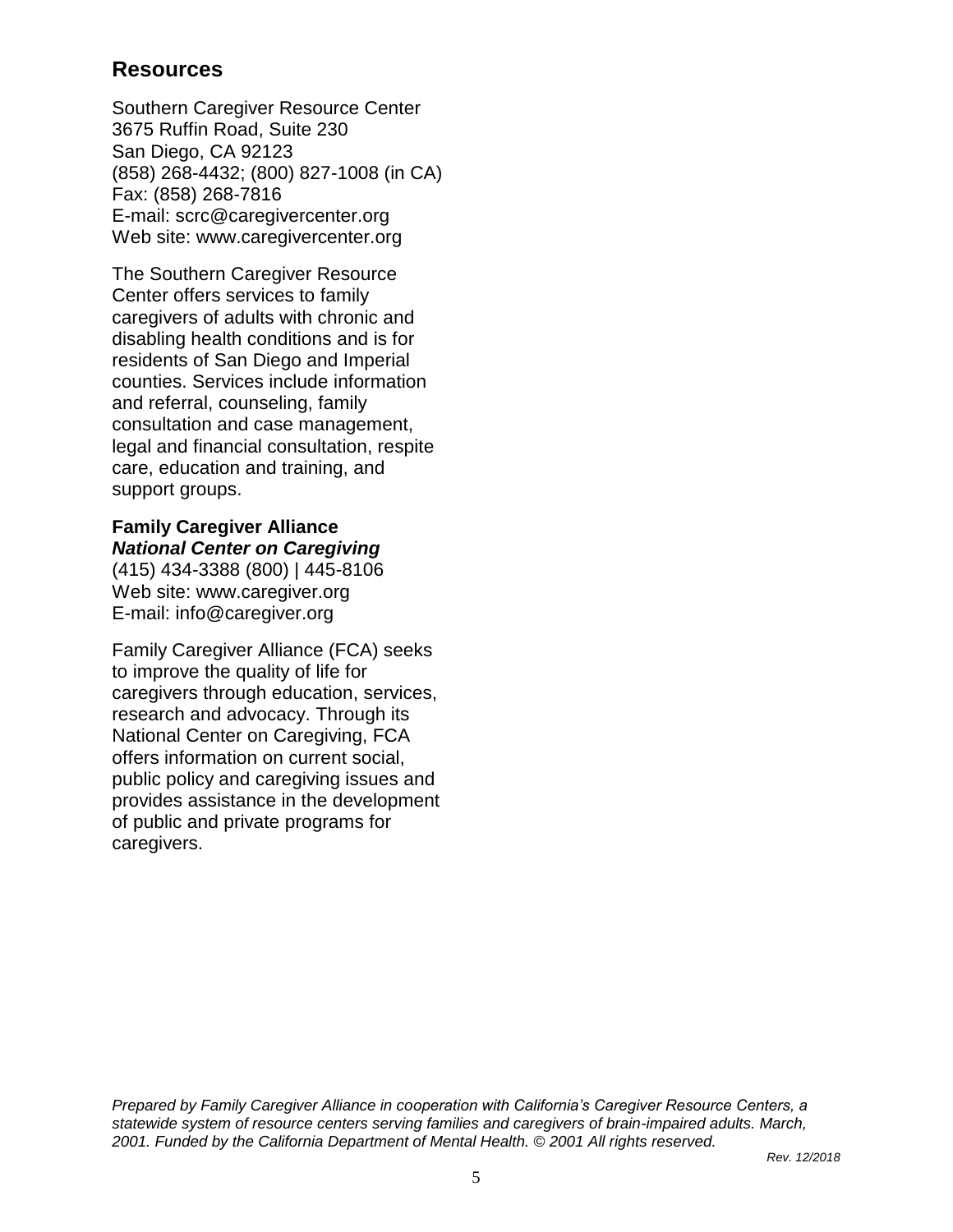## Resources

Southern Caregiver Resource Center
3675 Ruffin Road, Suite 230
San Diego, CA 92123
(858) 268-4432; (800) 827-1008 (in CA)
Fax: (858) 268-7816
E-mail: scrc@caregivercenter.org
Web site: www.caregivercenter.org

The Southern Caregiver Resource Center offers services to family caregivers of adults with chronic and disabling health conditions and is for residents of San Diego and Imperial counties. Services include information and referral, counseling, family consultation and case management, legal and financial consultation, respite care, education and training, and support groups.

**Family Caregiver Alliance**
***National Center on Caregiving***
(415) 434-3388 (800) | 445-8106
Web site: www.caregiver.org
E-mail: info@caregiver.org

Family Caregiver Alliance (FCA) seeks to improve the quality of life for caregivers through education, services, research and advocacy. Through its National Center on Caregiving, FCA offers information on current social, public policy and caregiving issues and provides assistance in the development of public and private programs for caregivers.

*Prepared by Family Caregiver Alliance in cooperation with California's Caregiver Resource Centers, a statewide system of resource centers serving families and caregivers of brain-impaired adults. March, 2001. Funded by the California Department of Mental Health. © 2001 All rights reserved.*

*Rev. 12/2018*